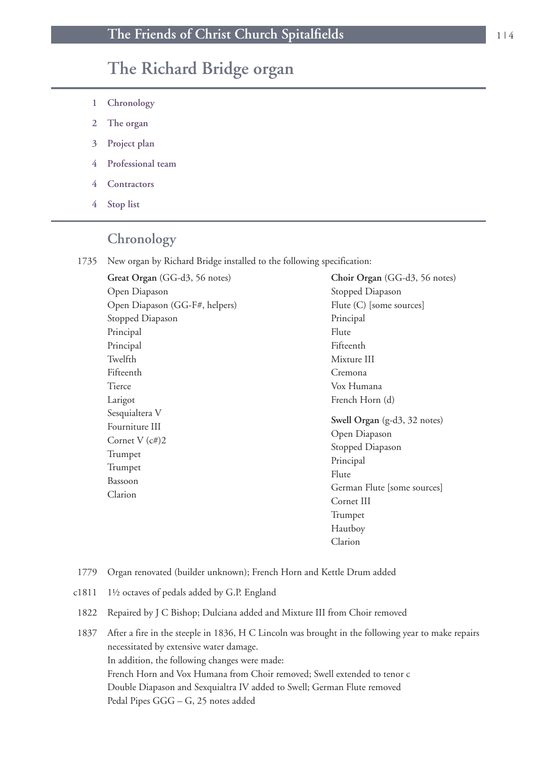# The Richard Bridge organ

1 **Chronology**

2 **The organ**

3 **Project plan**

4 **Professional team**

4 **Contractors**

4 **Stop list**

## Chronology

1735 New organ by Richard Bridge installed to the following specification:

**Great Organ** (GG-d3, 56 notes)
Open Diapason
Open Diapason (GG-F#, helpers)
Stopped Diapason
Principal
Principal
Twelfth
Fifteenth
Tierce
Larigot
Sesquialtera V
Fourniture III
Cornet V (c#)2
Trumpet
Trumpet
Bassoon
Clarion

**Choir Organ** (GG-d3, 56 notes)
Stopped Diapason
Flute (C) [some sources]
Principal
Flute
Fifteenth
Mixture III
Cremona
Vox Humana
French Horn (d)

**Swell Organ** (g-d3, 32 notes)
Open Diapason
Stopped Diapason
Principal
Flute
German Flute [some sources]
Cornet III
Trumpet
Hautboy
Clarion

1779 Organ renovated (builder unknown); French Horn and Kettle Drum added

c1811 1½ octaves of pedals added by G.P. England

1822 Repaired by J C Bishop; Dulciana added and Mixture III from Choir removed

1837 After a fire in the steeple in 1836, H C Lincoln was brought in the following year to make repairs necessitated by extensive water damage.
In addition, the following changes were made:
French Horn and Vox Humana from Choir removed; Swell extended to tenor c
Double Diapason and Sexquialtra IV added to Swell; German Flute removed
Pedal Pipes GGG – G, 25 notes added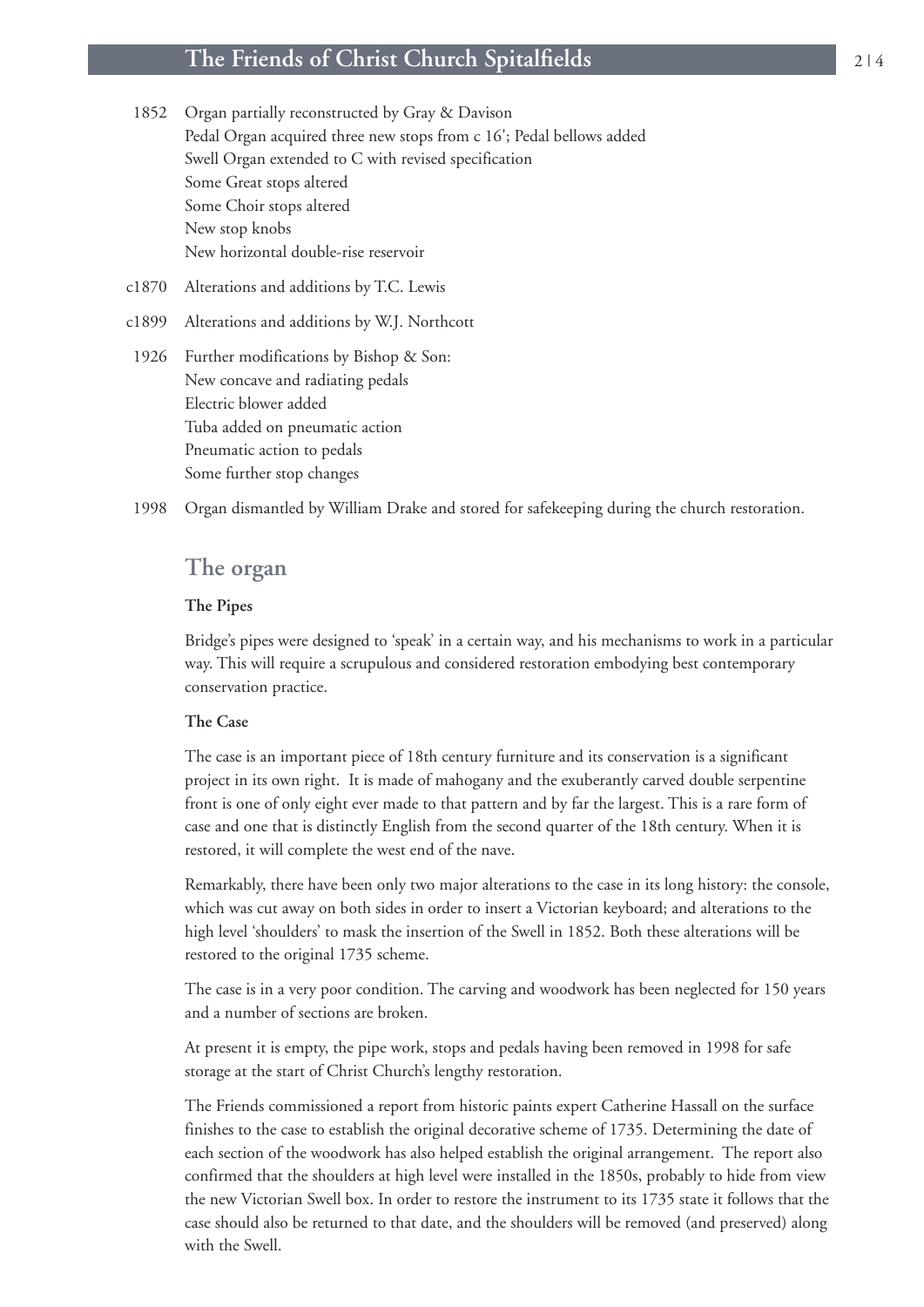1852 Organ partially reconstructed by Gray & Davison
Pedal Organ acquired three new stops from c 16'; Pedal bellows added
Swell Organ extended to C with revised specification
Some Great stops altered
Some Choir stops altered
New stop knobs
New horizontal double-rise reservoir

c1870 Alterations and additions by T.C. Lewis

c1899 Alterations and additions by W.J. Northcott

1926 Further modifications by Bishop & Son:
New concave and radiating pedals
Electric blower added
Tuba added on pneumatic action
Pneumatic action to pedals
Some further stop changes

1998 Organ dismantled by William Drake and stored for safekeeping during the church restoration.

## The organ

**The Pipes**

Bridge's pipes were designed to 'speak' in a certain way, and his mechanisms to work in a particular way. This will require a scrupulous and considered restoration embodying best contemporary conservation practice.

**The Case**

The case is an important piece of 18th century furniture and its conservation is a significant project in its own right. It is made of mahogany and the exuberantly carved double serpentine front is one of only eight ever made to that pattern and by far the largest. This is a rare form of case and one that is distinctly English from the second quarter of the 18th century. When it is restored, it will complete the west end of the nave.

Remarkably, there have been only two major alterations to the case in its long history: the console, which was cut away on both sides in order to insert a Victorian keyboard; and alterations to the high level 'shoulders' to mask the insertion of the Swell in 1852. Both these alterations will be restored to the original 1735 scheme.

The case is in a very poor condition. The carving and woodwork has been neglected for 150 years and a number of sections are broken.

At present it is empty, the pipe work, stops and pedals having been removed in 1998 for safe storage at the start of Christ Church's lengthy restoration.

The Friends commissioned a report from historic paints expert Catherine Hassall on the surface finishes to the case to establish the original decorative scheme of 1735. Determining the date of each section of the woodwork has also helped establish the original arrangement. The report also confirmed that the shoulders at high level were installed in the 1850s, probably to hide from view the new Victorian Swell box. In order to restore the instrument to its 1735 state it follows that the case should also be returned to that date, and the shoulders will be removed (and preserved) along with the Swell.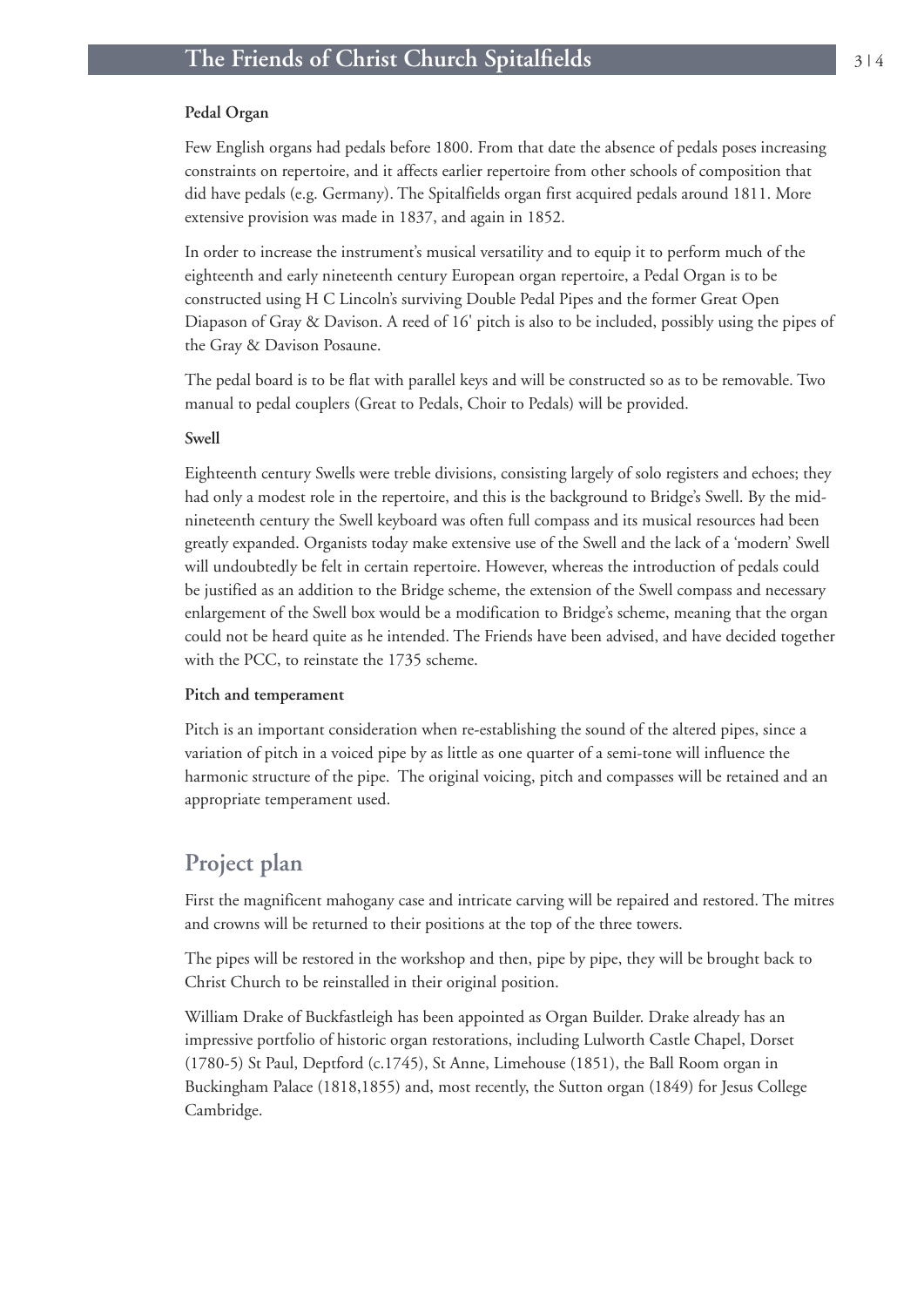### Pedal Organ

Few English organs had pedals before 1800. From that date the absence of pedals poses increasing constraints on repertoire, and it affects earlier repertoire from other schools of composition that did have pedals (e.g. Germany). The Spitalfields organ first acquired pedals around 1811. More extensive provision was made in 1837, and again in 1852.

In order to increase the instrument's musical versatility and to equip it to perform much of the eighteenth and early nineteenth century European organ repertoire, a Pedal Organ is to be constructed using H C Lincoln's surviving Double Pedal Pipes and the former Great Open Diapason of Gray & Davison. A reed of 16' pitch is also to be included, possibly using the pipes of the Gray & Davison Posaune.

The pedal board is to be flat with parallel keys and will be constructed so as to be removable. Two manual to pedal couplers (Great to Pedals, Choir to Pedals) will be provided.

### Swell

Eighteenth century Swells were treble divisions, consisting largely of solo registers and echoes; they had only a modest role in the repertoire, and this is the background to Bridge's Swell. By the mid-nineteenth century the Swell keyboard was often full compass and its musical resources had been greatly expanded. Organists today make extensive use of the Swell and the lack of a 'modern' Swell will undoubtedly be felt in certain repertoire. However, whereas the introduction of pedals could be justified as an addition to the Bridge scheme, the extension of the Swell compass and necessary enlargement of the Swell box would be a modification to Bridge's scheme, meaning that the organ could not be heard quite as he intended. The Friends have been advised, and have decided together with the PCC, to reinstate the 1735 scheme.

### Pitch and temperament

Pitch is an important consideration when re-establishing the sound of the altered pipes, since a variation of pitch in a voiced pipe by as little as one quarter of a semi-tone will influence the harmonic structure of the pipe. The original voicing, pitch and compasses will be retained and an appropriate temperament used.

## Project plan

First the magnificent mahogany case and intricate carving will be repaired and restored. The mitres and crowns will be returned to their positions at the top of the three towers.

The pipes will be restored in the workshop and then, pipe by pipe, they will be brought back to Christ Church to be reinstalled in their original position.

William Drake of Buckfastleigh has been appointed as Organ Builder. Drake already has an impressive portfolio of historic organ restorations, including Lulworth Castle Chapel, Dorset (1780-5) St Paul, Deptford (c.1745), St Anne, Limehouse (1851), the Ball Room organ in Buckingham Palace (1818,1855) and, most recently, the Sutton organ (1849) for Jesus College Cambridge.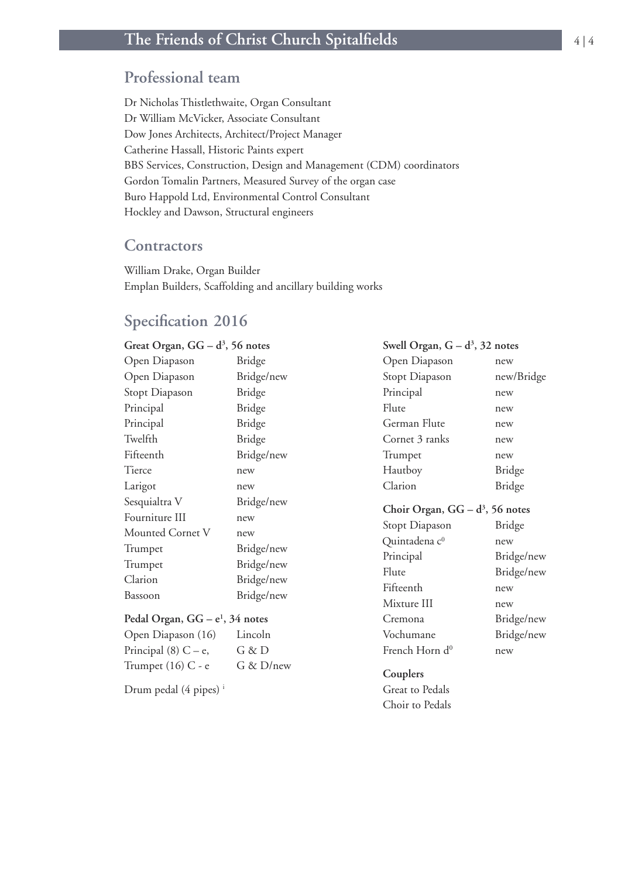## Professional team

Dr Nicholas Thistlethwaite, Organ Consultant
Dr William McVicker, Associate Consultant
Dow Jones Architects, Architect/Project Manager
Catherine Hassall, Historic Paints expert
BBS Services, Construction, Design and Management (CDM) coordinators
Gordon Tomalin Partners, Measured Survey of the organ case
Buro Happold Ltd, Environmental Control Consultant
Hockley and Dawson, Structural engineers

## Contractors

William Drake, Organ Builder
Emplan Builders, Scaffolding and ancillary building works

## Specification 2016

**Great Organ, GG – $d^3$, 56 notes**

| | |
|---|---|
| Open Diapason | Bridge |
| Open Diapason | Bridge/new |
| Stopt Diapason | Bridge |
| Principal | Bridge |
| Principal | Bridge |
| Twelfth | Bridge |
| Fifteenth | Bridge/new |
| Tierce | new |
| Larigot | new |
| Sesquialtra V | Bridge/new |
| Fourniture III | new |
| Mounted Cornet V | new |
| Trumpet | Bridge/new |
| Trumpet | Bridge/new |
| Clarion | Bridge/new |
| Bassoon | Bridge/new |

**Pedal Organ, GG – $e^1$, 34 notes**

| | |
|---|---|
| Open Diapason (16) | Lincoln |
| Principal (8) C – e, | G & D |
| Trumpet (16) C - e | G & D/new |

Drum pedal (4 pipes) [i]

**Swell Organ, G – $d^3$, 32 notes**

| | |
|---|---|
| Open Diapason | new |
| Stopt Diapason | new/Bridge |
| Principal | new |
| Flute | new |
| German Flute | new |
| Cornet 3 ranks | new |
| Trumpet | new |
| Hautboy | Bridge |
| Clarion | Bridge |

**Choir Organ, GG – $d^3$, 56 notes**

| | |
|---|---|
| Stopt Diapason | Bridge |
| Quintadena $c^0$ | new |
| Principal | Bridge/new |
| Flute | Bridge/new |
| Fifteenth | new |
| Mixture III | new |
| Cremona | Bridge/new |
| Vochumane | Bridge/new |
| French Horn $d^0$ | new |

**Couplers**

Great to Pedals
Choir to Pedals